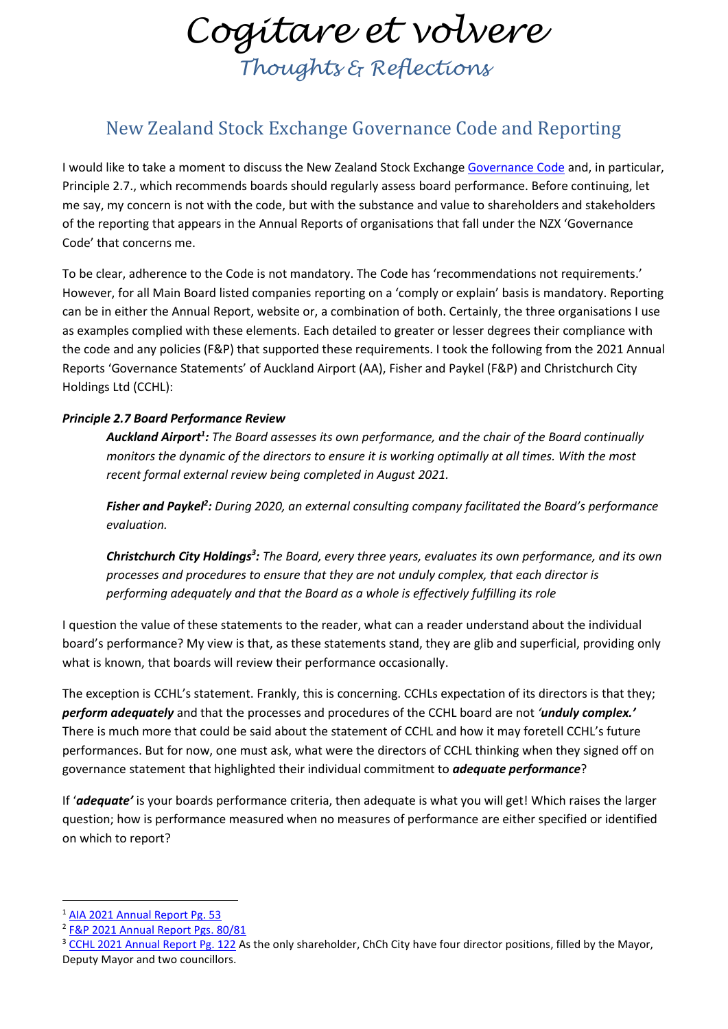# Cogitare et volvere

*Thoughts & Reflections*

## New Zealand Stock Exchange Governance Code and Reporting

I would like to take a moment to discuss the New Zealand Stock Exchange Governance Code and, in particular, Principle 2.7., which recommends boards should regularly assess board performance. Before continuing, let me say, my concern is not with the code, but with the substance and value to shareholders and stakeholders of the reporting that appears in the Annual Reports of organisations that fall under the NZX 'Governance Code' that concerns me.

To be clear, adherence to the Code is not mandatory. The Code has 'recommendations not requirements.' However, for all Main Board listed companies reporting on a 'comply or explain' basis is mandatory. Reporting can be in either the Annual Report, website or, a combination of both. Certainly, the three organisations I use as examples complied with these elements. Each detailed to greater or lesser degrees their compliance with the code and any policies (F&P) that supported these requirements. I took the following from the 2021 Annual Reports 'Governance Statements' of Auckland Airport (AA), Fisher and Paykel (F&P) and Christchurch City Holdings Ltd (CCHL):

***Principle 2.7 Board Performance Review***

> ***Auckland Airport[1]:*** *The Board assesses its own performance, and the chair of the Board continually monitors the dynamic of the directors to ensure it is working optimally at all times. With the most recent formal external review being completed in August 2021.*
>
> ***Fisher and Paykel[2]:*** *During 2020, an external consulting company facilitated the Board's performance evaluation.*
>
> ***Christchurch City Holdings[3]:*** *The Board, every three years, evaluates its own performance, and its own processes and procedures to ensure that they are not unduly complex, that each director is performing adequately and that the Board as a whole is effectively fulfilling its role*

I question the value of these statements to the reader, what can a reader understand about the individual board's performance? My view is that, as these statements stand, they are glib and superficial, providing only what is known, that boards will review their performance occasionally.

The exception is CCHL's statement. Frankly, this is concerning. CCHLs expectation of its directors is that they; ***perform adequately*** and that the processes and procedures of the CCHL board are not ***'unduly complex.'*** There is much more that could be said about the statement of CCHL and how it may foretell CCHL's future performances. But for now, one must ask, what were the directors of CCHL thinking when they signed off on governance statement that highlighted their individual commitment to ***adequate performance***?

If '***adequate'*** is your boards performance criteria, then adequate is what you will get! Which raises the larger question; how is performance measured when no measures of performance are either specified or identified on which to report?

---

[1] AIA 2021 Annual Report Pg. 53

[2] F&P 2021 Annual Report Pgs. 80/81

[3] CCHL 2021 Annual Report Pg. 122 As the only shareholder, ChCh City have four director positions, filled by the Mayor, Deputy Mayor and two councillors.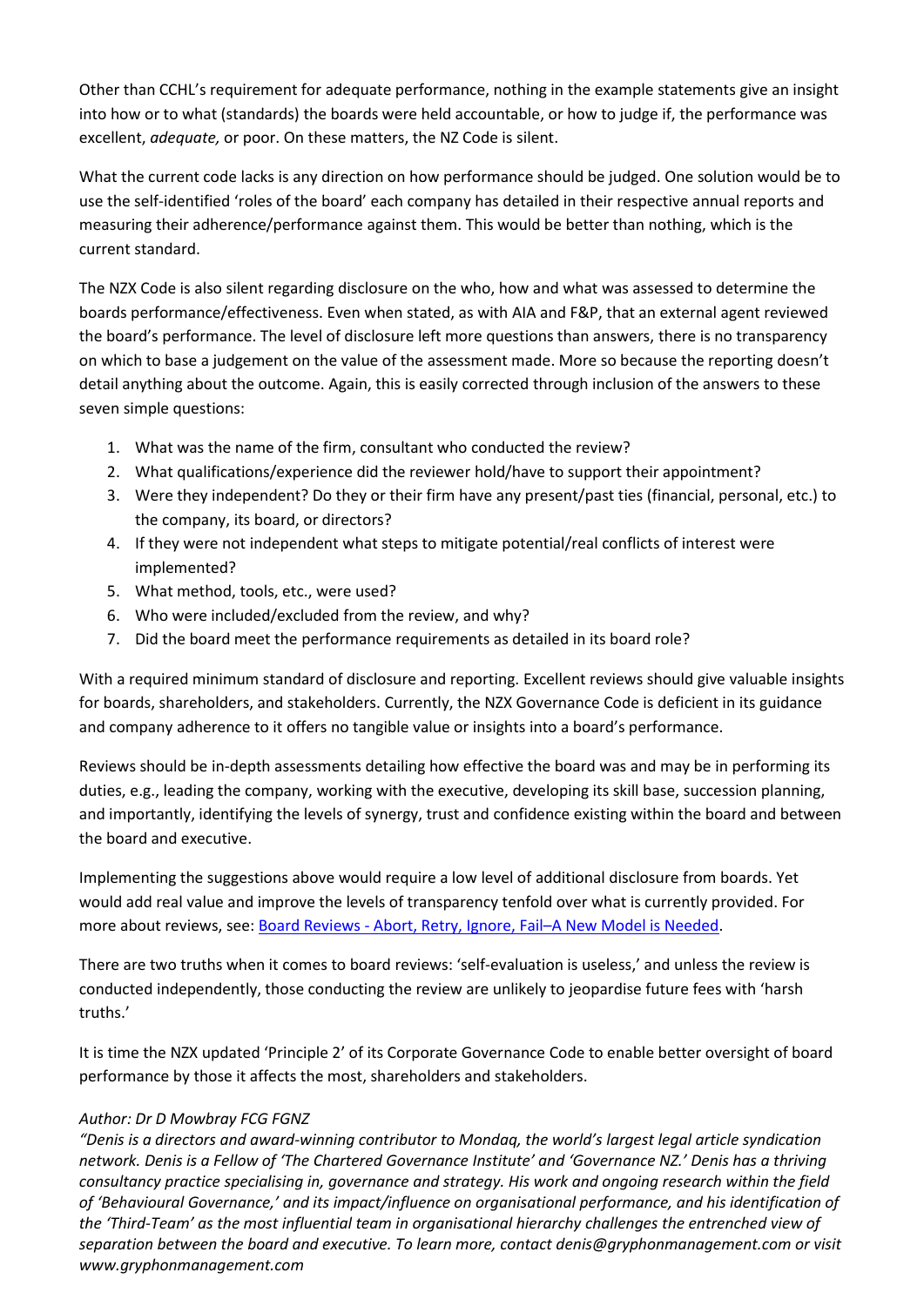Other than CCHL's requirement for adequate performance, nothing in the example statements give an insight into how or to what (standards) the boards were held accountable, or how to judge if, the performance was excellent, *adequate,* or poor. On these matters, the NZ Code is silent.

What the current code lacks is any direction on how performance should be judged. One solution would be to use the self-identified 'roles of the board' each company has detailed in their respective annual reports and measuring their adherence/performance against them. This would be better than nothing, which is the current standard.

The NZX Code is also silent regarding disclosure on the who, how and what was assessed to determine the boards performance/effectiveness. Even when stated, as with AIA and F&P, that an external agent reviewed the board's performance. The level of disclosure left more questions than answers, there is no transparency on which to base a judgement on the value of the assessment made. More so because the reporting doesn't detail anything about the outcome. Again, this is easily corrected through inclusion of the answers to these seven simple questions:

1. What was the name of the firm, consultant who conducted the review?
2. What qualifications/experience did the reviewer hold/have to support their appointment?
3. Were they independent? Do they or their firm have any present/past ties (financial, personal, etc.) to the company, its board, or directors?
4. If they were not independent what steps to mitigate potential/real conflicts of interest were implemented?
5. What method, tools, etc., were used?
6. Who were included/excluded from the review, and why?
7. Did the board meet the performance requirements as detailed in its board role?

With a required minimum standard of disclosure and reporting. Excellent reviews should give valuable insights for boards, shareholders, and stakeholders. Currently, the NZX Governance Code is deficient in its guidance and company adherence to it offers no tangible value or insights into a board's performance.

Reviews should be in-depth assessments detailing how effective the board was and may be in performing its duties, e.g., leading the company, working with the executive, developing its skill base, succession planning, and importantly, identifying the levels of synergy, trust and confidence existing within the board and between the board and executive.

Implementing the suggestions above would require a low level of additional disclosure from boards. Yet would add real value and improve the levels of transparency tenfold over what is currently provided. For more about reviews, see: [Board Reviews - Abort, Retry, Ignore, Fail–A New Model is Needed](#).

There are two truths when it comes to board reviews: 'self-evaluation is useless,' and unless the review is conducted independently, those conducting the review are unlikely to jeopardise future fees with 'harsh truths.'

It is time the NZX updated 'Principle 2' of its Corporate Governance Code to enable better oversight of board performance by those it affects the most, shareholders and stakeholders.

*Author: Dr D Mowbray FCG FGNZ*
*"Denis is a directors and award-winning contributor to Mondaq, the world's largest legal article syndication network. Denis is a Fellow of 'The Chartered Governance Institute' and 'Governance NZ.' Denis has a thriving consultancy practice specialising in, governance and strategy. His work and ongoing research within the field of 'Behavioural Governance,' and its impact/influence on organisational performance, and his identification of the 'Third-Team' as the most influential team in organisational hierarchy challenges the entrenched view of separation between the board and executive. To learn more, contact denis@gryphonmanagement.com or visit www.gryphonmanagement.com*